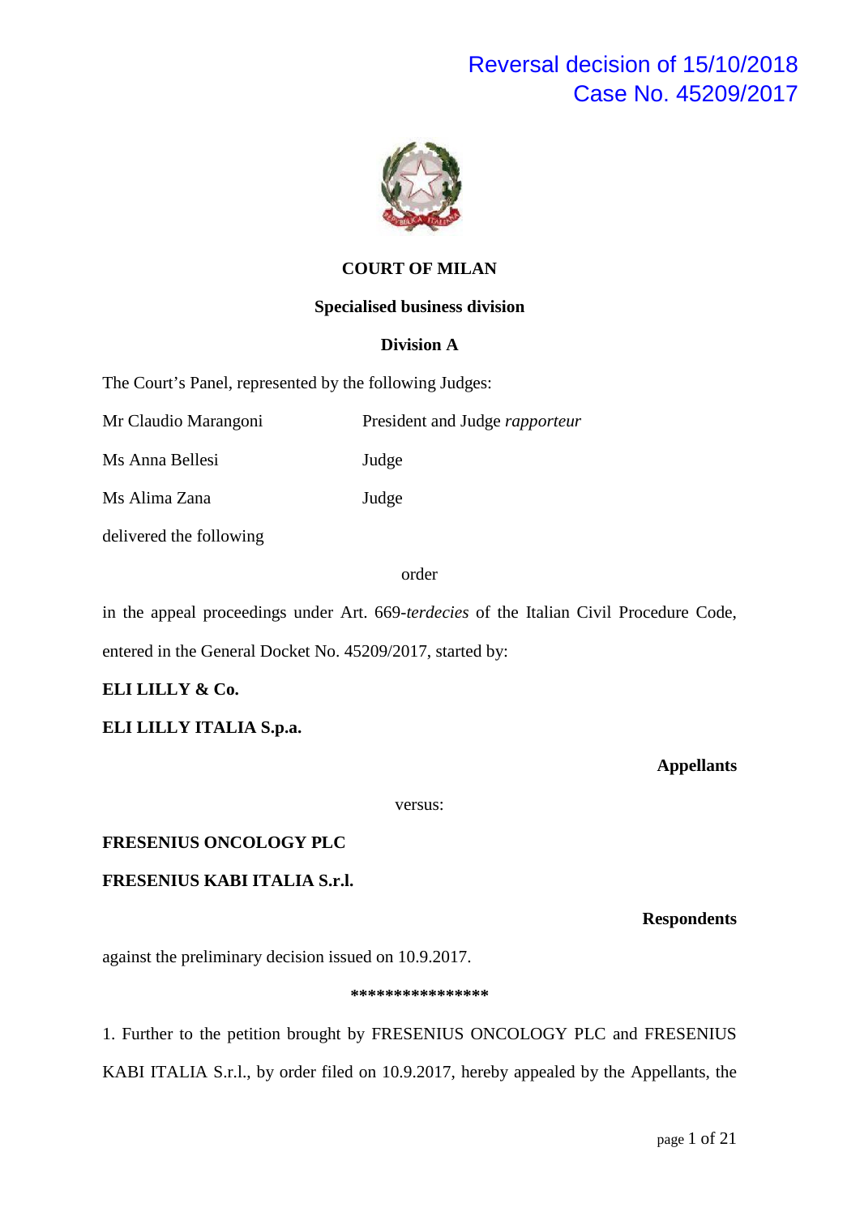# Reversal decision of 15/10/2018
# Case No. 45209/2017

**COURT OF MILAN**

**Specialised business division**

**Division A**

The Court's Panel, represented by the following Judges:

| | |
|---|---|
| Mr Claudio Marangoni | President and Judge *rapporteur* |
| Ms Anna Bellesi | Judge |
| Ms Alima Zana | Judge |

delivered the following

order

in the appeal proceedings under Art. 669-*terdecies* of the Italian Civil Procedure Code, entered in the General Docket No. 45209/2017, started by:

**ELI LILLY & Co.**

**ELI LILLY ITALIA S.p.a.**

**Appellants**

versus:

**FRESENIUS ONCOLOGY PLC**

**FRESENIUS KABI ITALIA S.r.l.**

**Respondents**

against the preliminary decision issued on 10.9.2017.

****************

1. Further to the petition brought by FRESENIUS ONCOLOGY PLC and FRESENIUS KABI ITALIA S.r.l., by order filed on 10.9.2017, hereby appealed by the Appellants, the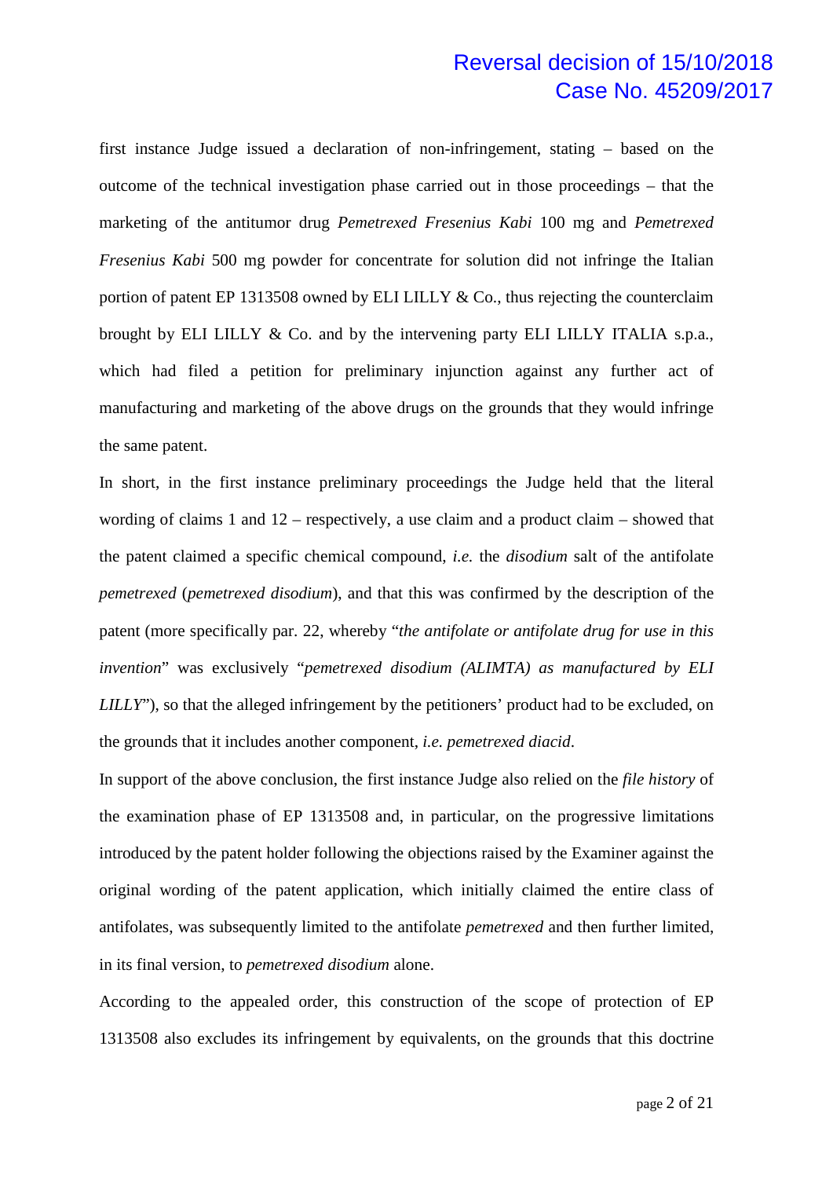first instance Judge issued a declaration of non-infringement, stating – based on the outcome of the technical investigation phase carried out in those proceedings – that the marketing of the antitumor drug *Pemetrexed Fresenius Kabi* 100 mg and *Pemetrexed Fresenius Kabi* 500 mg powder for concentrate for solution did not infringe the Italian portion of patent EP 1313508 owned by ELI LILLY & Co., thus rejecting the counterclaim brought by ELI LILLY & Co. and by the intervening party ELI LILLY ITALIA s.p.a., which had filed a petition for preliminary injunction against any further act of manufacturing and marketing of the above drugs on the grounds that they would infringe the same patent.

In short, in the first instance preliminary proceedings the Judge held that the literal wording of claims 1 and 12 – respectively, a use claim and a product claim – showed that the patent claimed a specific chemical compound, *i.e.* the *disodium* salt of the antifolate *pemetrexed* (*pemetrexed disodium*), and that this was confirmed by the description of the patent (more specifically par. 22, whereby "*the antifolate or antifolate drug for use in this invention*" was exclusively "*pemetrexed disodium (ALIMTA) as manufactured by ELI LILLY*"), so that the alleged infringement by the petitioners' product had to be excluded, on the grounds that it includes another component, *i.e. pemetrexed diacid*.

In support of the above conclusion, the first instance Judge also relied on the *file history* of the examination phase of EP 1313508 and, in particular, on the progressive limitations introduced by the patent holder following the objections raised by the Examiner against the original wording of the patent application, which initially claimed the entire class of antifolates, was subsequently limited to the antifolate *pemetrexed* and then further limited, in its final version, to *pemetrexed disodium* alone.

According to the appealed order, this construction of the scope of protection of EP 1313508 also excludes its infringement by equivalents, on the grounds that this doctrine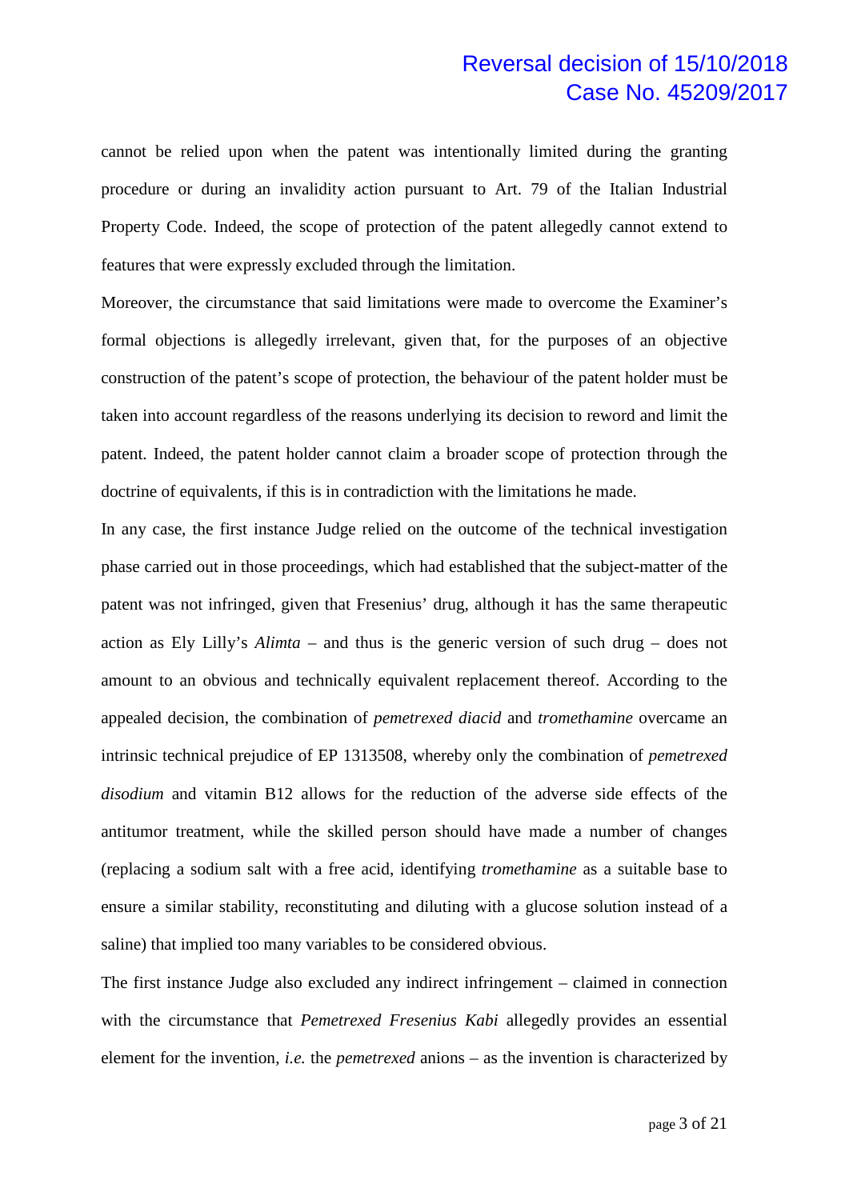cannot be relied upon when the patent was intentionally limited during the granting procedure or during an invalidity action pursuant to Art. 79 of the Italian Industrial Property Code. Indeed, the scope of protection of the patent allegedly cannot extend to features that were expressly excluded through the limitation.

Moreover, the circumstance that said limitations were made to overcome the Examiner's formal objections is allegedly irrelevant, given that, for the purposes of an objective construction of the patent's scope of protection, the behaviour of the patent holder must be taken into account regardless of the reasons underlying its decision to reword and limit the patent. Indeed, the patent holder cannot claim a broader scope of protection through the doctrine of equivalents, if this is in contradiction with the limitations he made.

In any case, the first instance Judge relied on the outcome of the technical investigation phase carried out in those proceedings, which had established that the subject-matter of the patent was not infringed, given that Fresenius' drug, although it has the same therapeutic action as Ely Lilly's *Alimta* – and thus is the generic version of such drug – does not amount to an obvious and technically equivalent replacement thereof. According to the appealed decision, the combination of *pemetrexed diacid* and *tromethamine* overcame an intrinsic technical prejudice of EP 1313508, whereby only the combination of *pemetrexed disodium* and vitamin B12 allows for the reduction of the adverse side effects of the antitumor treatment, while the skilled person should have made a number of changes (replacing a sodium salt with a free acid, identifying *tromethamine* as a suitable base to ensure a similar stability, reconstituting and diluting with a glucose solution instead of a saline) that implied too many variables to be considered obvious.

The first instance Judge also excluded any indirect infringement – claimed in connection with the circumstance that *Pemetrexed Fresenius Kabi* allegedly provides an essential element for the invention, *i.e.* the *pemetrexed* anions – as the invention is characterized by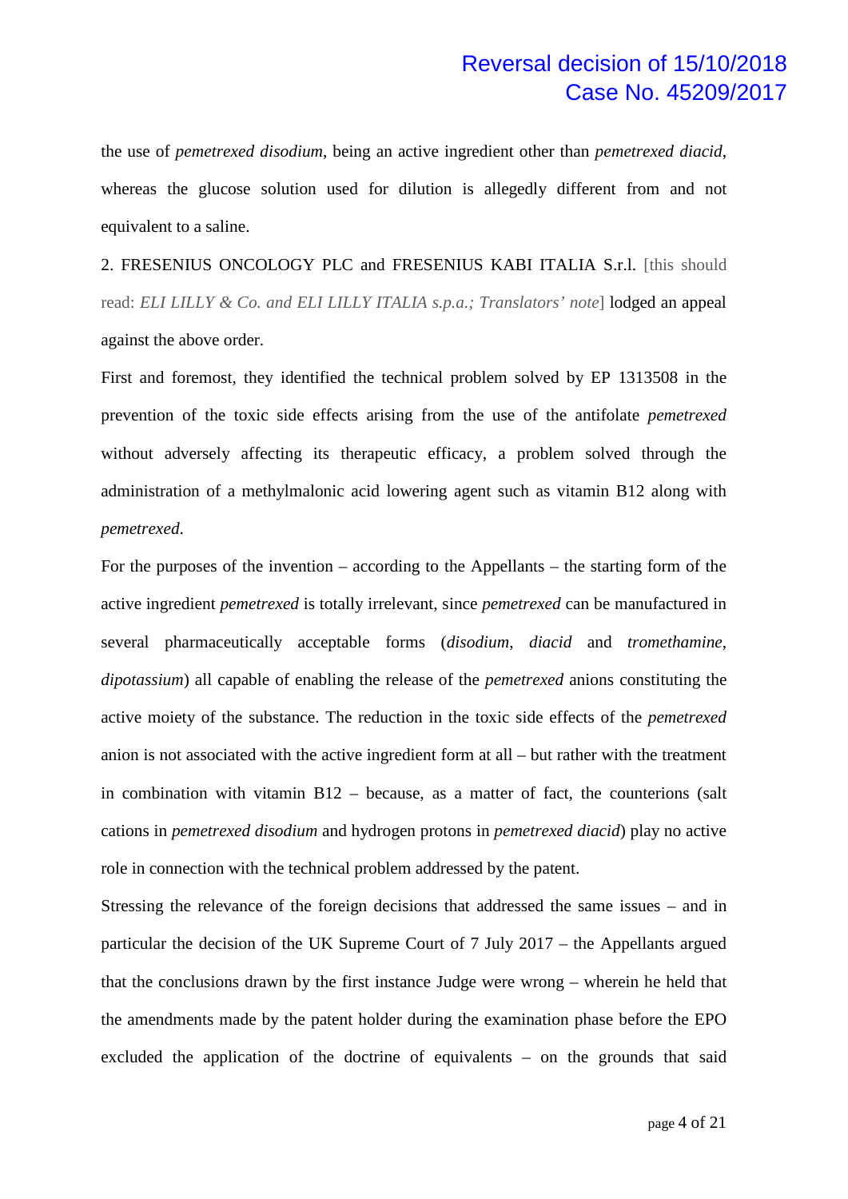the use of *pemetrexed disodium*, being an active ingredient other than *pemetrexed diacid*, whereas the glucose solution used for dilution is allegedly different from and not equivalent to a saline.

2. FRESENIUS ONCOLOGY PLC and FRESENIUS KABI ITALIA S.r.l. [this should read: *ELI LILLY & Co. and ELI LILLY ITALIA s.p.a.; Translators' note*] lodged an appeal against the above order.

First and foremost, they identified the technical problem solved by EP 1313508 in the prevention of the toxic side effects arising from the use of the antifolate *pemetrexed* without adversely affecting its therapeutic efficacy, a problem solved through the administration of a methylmalonic acid lowering agent such as vitamin B12 along with *pemetrexed*.

For the purposes of the invention – according to the Appellants – the starting form of the active ingredient *pemetrexed* is totally irrelevant, since *pemetrexed* can be manufactured in several pharmaceutically acceptable forms (*disodium*, *diacid* and *tromethamine*, *dipotassium*) all capable of enabling the release of the *pemetrexed* anions constituting the active moiety of the substance. The reduction in the toxic side effects of the *pemetrexed* anion is not associated with the active ingredient form at all – but rather with the treatment in combination with vitamin B12 – because, as a matter of fact, the counterions (salt cations in *pemetrexed disodium* and hydrogen protons in *pemetrexed diacid*) play no active role in connection with the technical problem addressed by the patent.

Stressing the relevance of the foreign decisions that addressed the same issues – and in particular the decision of the UK Supreme Court of 7 July 2017 – the Appellants argued that the conclusions drawn by the first instance Judge were wrong – wherein he held that the amendments made by the patent holder during the examination phase before the EPO excluded the application of the doctrine of equivalents – on the grounds that said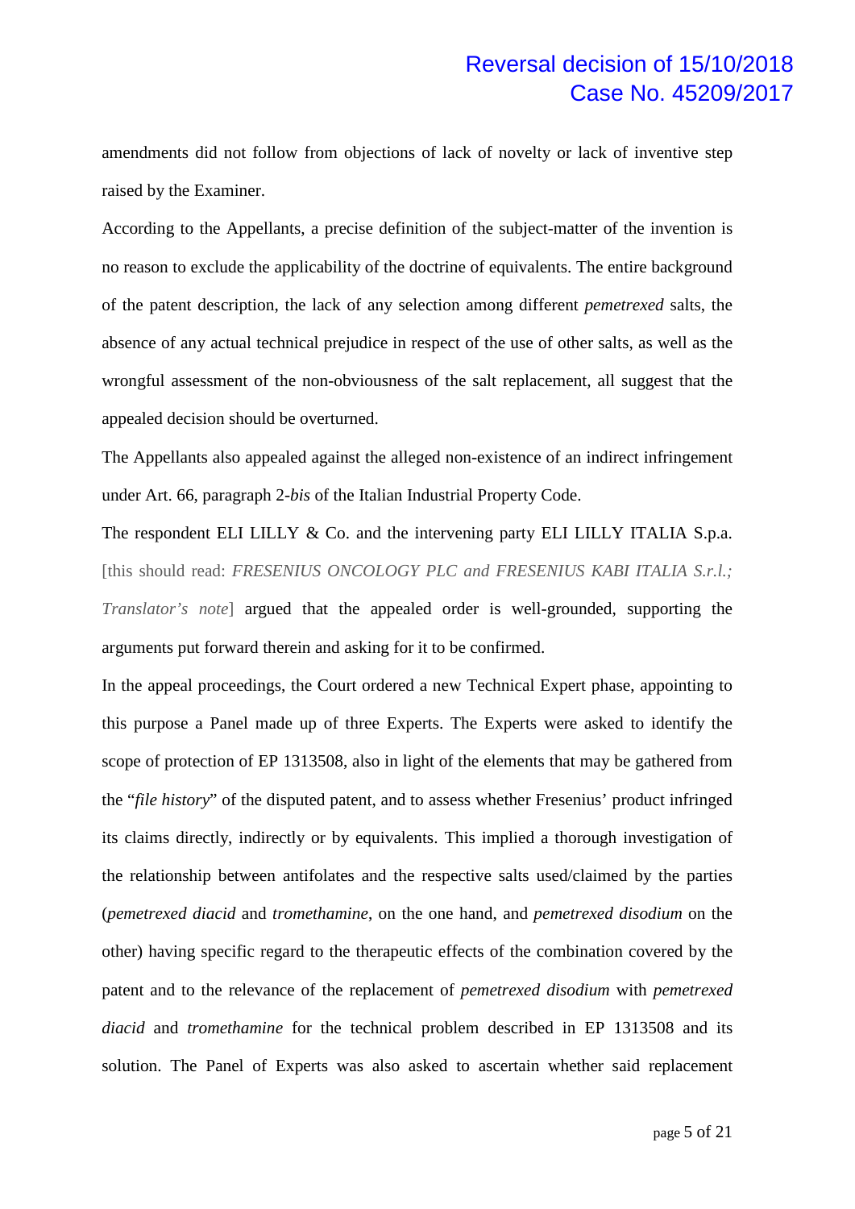amendments did not follow from objections of lack of novelty or lack of inventive step raised by the Examiner.

According to the Appellants, a precise definition of the subject-matter of the invention is no reason to exclude the applicability of the doctrine of equivalents. The entire background of the patent description, the lack of any selection among different *pemetrexed* salts, the absence of any actual technical prejudice in respect of the use of other salts, as well as the wrongful assessment of the non-obviousness of the salt replacement, all suggest that the appealed decision should be overturned.

The Appellants also appealed against the alleged non-existence of an indirect infringement under Art. 66, paragraph 2-*bis* of the Italian Industrial Property Code.

The respondent ELI LILLY & Co. and the intervening party ELI LILLY ITALIA S.p.a. [this should read: *FRESENIUS ONCOLOGY PLC and FRESENIUS KABI ITALIA S.r.l.; Translator's note*] argued that the appealed order is well-grounded, supporting the arguments put forward therein and asking for it to be confirmed.

In the appeal proceedings, the Court ordered a new Technical Expert phase, appointing to this purpose a Panel made up of three Experts. The Experts were asked to identify the scope of protection of EP 1313508, also in light of the elements that may be gathered from the "*file history*" of the disputed patent, and to assess whether Fresenius' product infringed its claims directly, indirectly or by equivalents. This implied a thorough investigation of the relationship between antifolates and the respective salts used/claimed by the parties (*pemetrexed diacid* and *tromethamine*, on the one hand, and *pemetrexed disodium* on the other) having specific regard to the therapeutic effects of the combination covered by the patent and to the relevance of the replacement of *pemetrexed disodium* with *pemetrexed diacid* and *tromethamine* for the technical problem described in EP 1313508 and its solution. The Panel of Experts was also asked to ascertain whether said replacement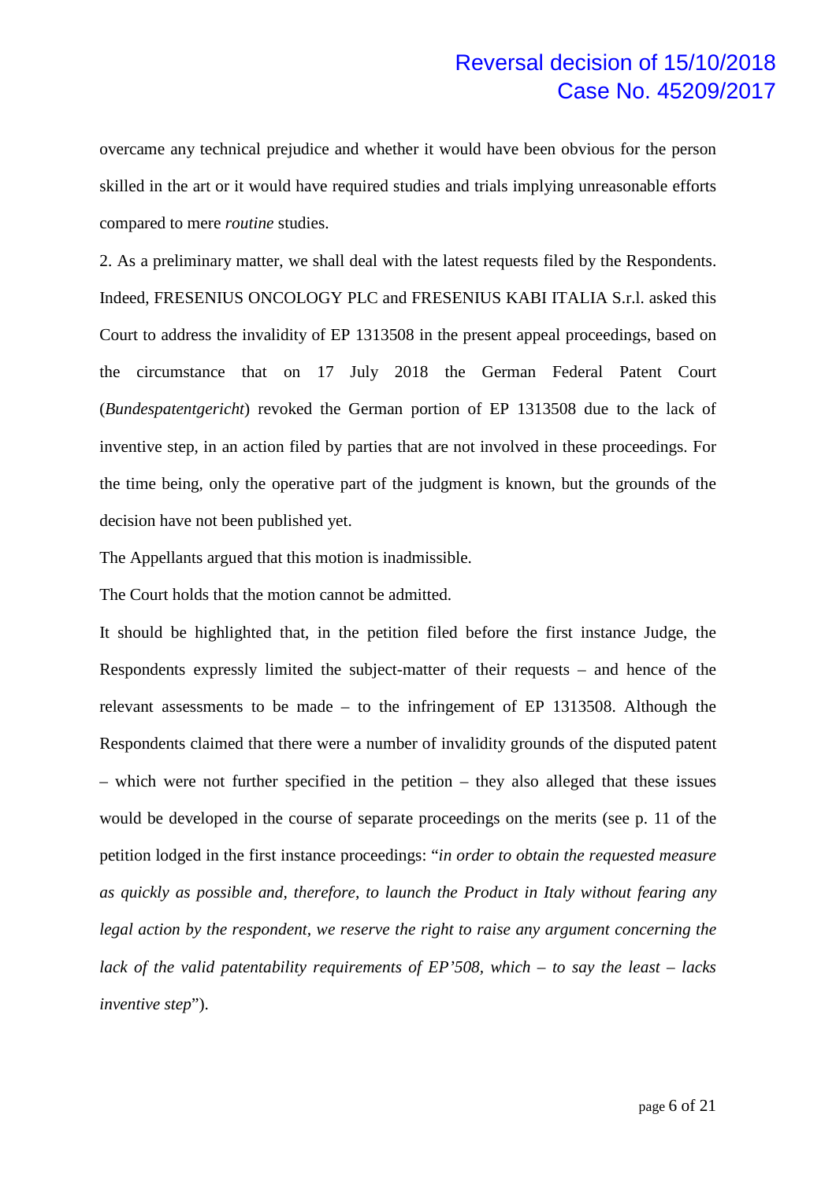overcame any technical prejudice and whether it would have been obvious for the person skilled in the art or it would have required studies and trials implying unreasonable efforts compared to mere *routine* studies.

2. As a preliminary matter, we shall deal with the latest requests filed by the Respondents. Indeed, FRESENIUS ONCOLOGY PLC and FRESENIUS KABI ITALIA S.r.l. asked this Court to address the invalidity of EP 1313508 in the present appeal proceedings, based on the circumstance that on 17 July 2018 the German Federal Patent Court (*Bundespatentgericht*) revoked the German portion of EP 1313508 due to the lack of inventive step, in an action filed by parties that are not involved in these proceedings. For the time being, only the operative part of the judgment is known, but the grounds of the decision have not been published yet.

The Appellants argued that this motion is inadmissible.

The Court holds that the motion cannot be admitted.

It should be highlighted that, in the petition filed before the first instance Judge, the Respondents expressly limited the subject-matter of their requests – and hence of the relevant assessments to be made – to the infringement of EP 1313508. Although the Respondents claimed that there were a number of invalidity grounds of the disputed patent – which were not further specified in the petition – they also alleged that these issues would be developed in the course of separate proceedings on the merits (see p. 11 of the petition lodged in the first instance proceedings: "*in order to obtain the requested measure as quickly as possible and, therefore, to launch the Product in Italy without fearing any legal action by the respondent, we reserve the right to raise any argument concerning the lack of the valid patentability requirements of EP'508, which – to say the least – lacks inventive step*").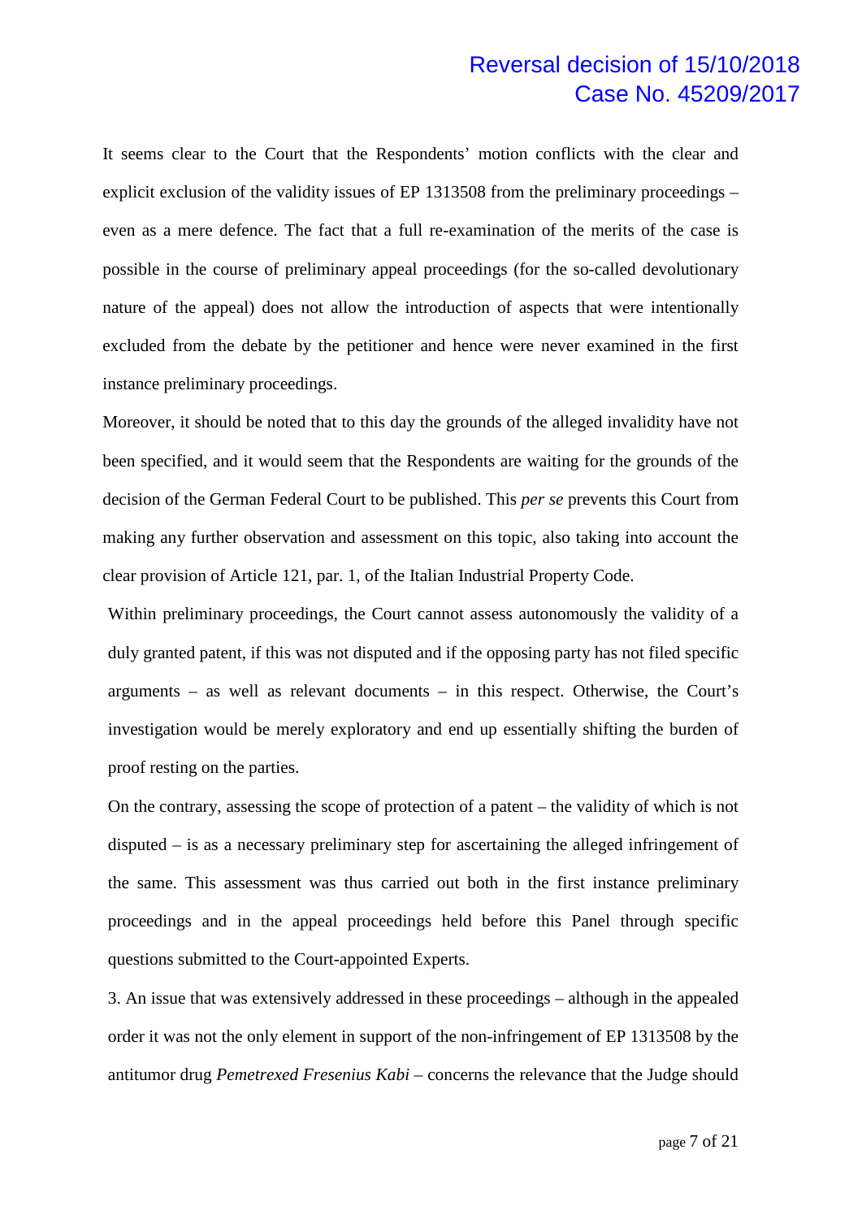It seems clear to the Court that the Respondents' motion conflicts with the clear and explicit exclusion of the validity issues of EP 1313508 from the preliminary proceedings – even as a mere defence. The fact that a full re-examination of the merits of the case is possible in the course of preliminary appeal proceedings (for the so-called devolutionary nature of the appeal) does not allow the introduction of aspects that were intentionally excluded from the debate by the petitioner and hence were never examined in the first instance preliminary proceedings.

Moreover, it should be noted that to this day the grounds of the alleged invalidity have not been specified, and it would seem that the Respondents are waiting for the grounds of the decision of the German Federal Court to be published. This *per se* prevents this Court from making any further observation and assessment on this topic, also taking into account the clear provision of Article 121, par. 1, of the Italian Industrial Property Code.

Within preliminary proceedings, the Court cannot assess autonomously the validity of a duly granted patent, if this was not disputed and if the opposing party has not filed specific arguments – as well as relevant documents – in this respect. Otherwise, the Court's investigation would be merely exploratory and end up essentially shifting the burden of proof resting on the parties.

On the contrary, assessing the scope of protection of a patent – the validity of which is not disputed – is as a necessary preliminary step for ascertaining the alleged infringement of the same. This assessment was thus carried out both in the first instance preliminary proceedings and in the appeal proceedings held before this Panel through specific questions submitted to the Court-appointed Experts.

3. An issue that was extensively addressed in these proceedings – although in the appealed order it was not the only element in support of the non-infringement of EP 1313508 by the antitumor drug *Pemetrexed Fresenius Kabi* – concerns the relevance that the Judge should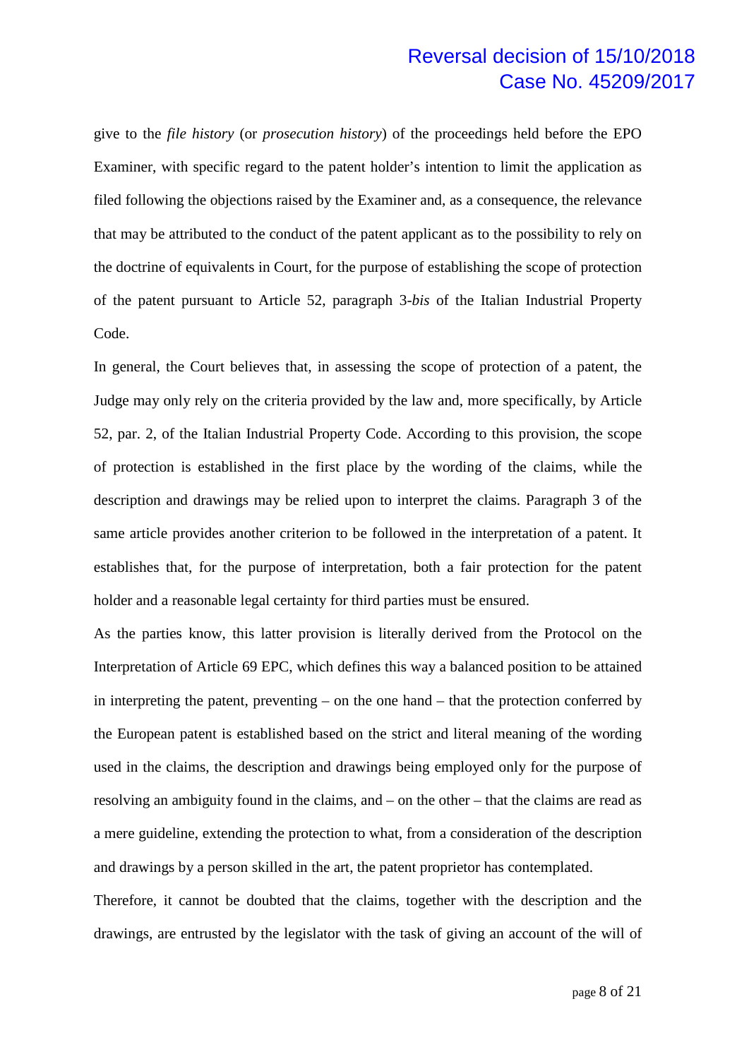give to the *file history* (or *prosecution history*) of the proceedings held before the EPO Examiner, with specific regard to the patent holder's intention to limit the application as filed following the objections raised by the Examiner and, as a consequence, the relevance that may be attributed to the conduct of the patent applicant as to the possibility to rely on the doctrine of equivalents in Court, for the purpose of establishing the scope of protection of the patent pursuant to Article 52, paragraph 3-*bis* of the Italian Industrial Property Code.

In general, the Court believes that, in assessing the scope of protection of a patent, the Judge may only rely on the criteria provided by the law and, more specifically, by Article 52, par. 2, of the Italian Industrial Property Code. According to this provision, the scope of protection is established in the first place by the wording of the claims, while the description and drawings may be relied upon to interpret the claims. Paragraph 3 of the same article provides another criterion to be followed in the interpretation of a patent. It establishes that, for the purpose of interpretation, both a fair protection for the patent holder and a reasonable legal certainty for third parties must be ensured.

As the parties know, this latter provision is literally derived from the Protocol on the Interpretation of Article 69 EPC, which defines this way a balanced position to be attained in interpreting the patent, preventing – on the one hand – that the protection conferred by the European patent is established based on the strict and literal meaning of the wording used in the claims, the description and drawings being employed only for the purpose of resolving an ambiguity found in the claims, and – on the other – that the claims are read as a mere guideline, extending the protection to what, from a consideration of the description and drawings by a person skilled in the art, the patent proprietor has contemplated.

Therefore, it cannot be doubted that the claims, together with the description and the drawings, are entrusted by the legislator with the task of giving an account of the will of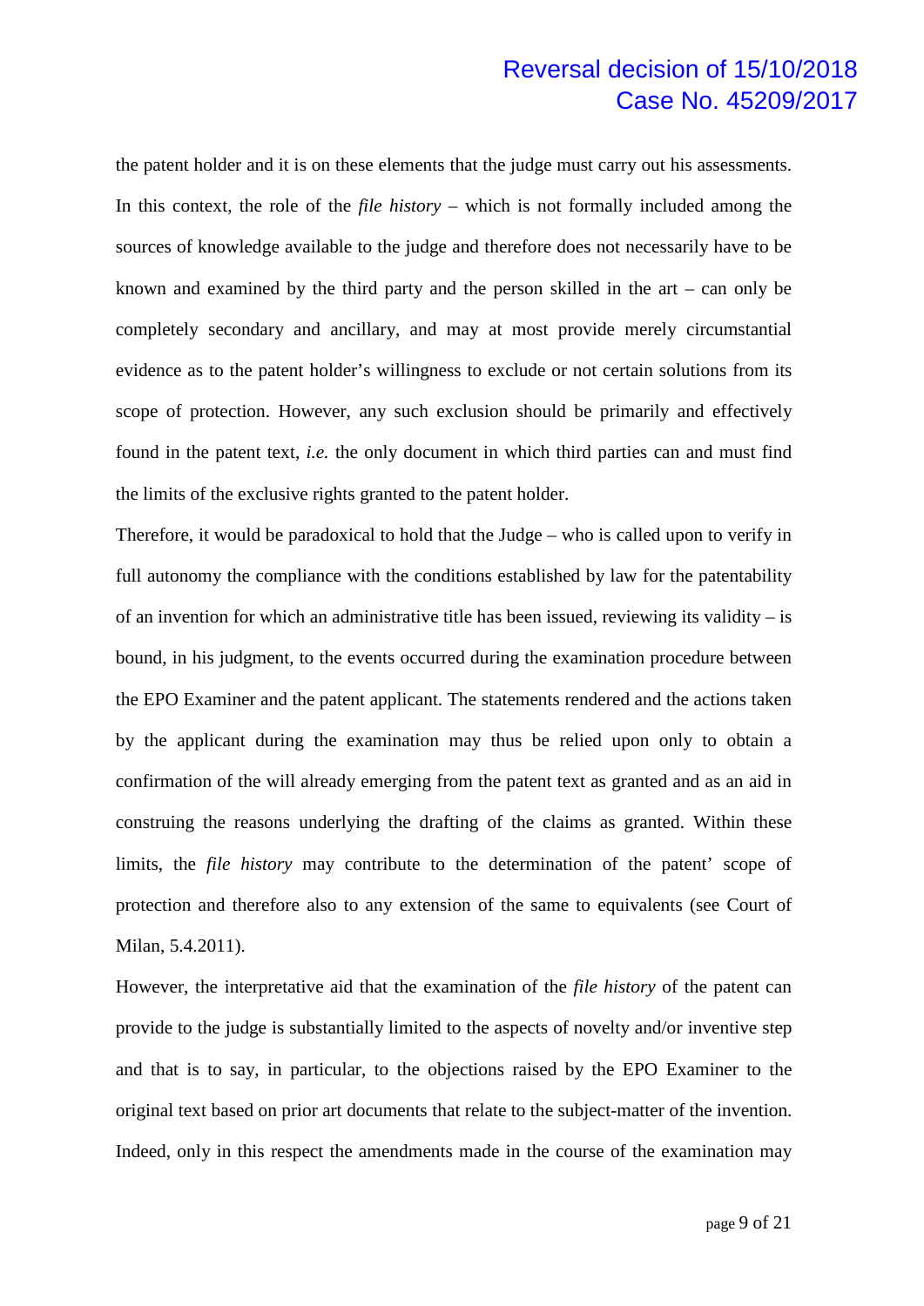the patent holder and it is on these elements that the judge must carry out his assessments. In this context, the role of the *file history* – which is not formally included among the sources of knowledge available to the judge and therefore does not necessarily have to be known and examined by the third party and the person skilled in the art – can only be completely secondary and ancillary, and may at most provide merely circumstantial evidence as to the patent holder's willingness to exclude or not certain solutions from its scope of protection. However, any such exclusion should be primarily and effectively found in the patent text, *i.e.* the only document in which third parties can and must find the limits of the exclusive rights granted to the patent holder.

Therefore, it would be paradoxical to hold that the Judge – who is called upon to verify in full autonomy the compliance with the conditions established by law for the patentability of an invention for which an administrative title has been issued, reviewing its validity – is bound, in his judgment, to the events occurred during the examination procedure between the EPO Examiner and the patent applicant. The statements rendered and the actions taken by the applicant during the examination may thus be relied upon only to obtain a confirmation of the will already emerging from the patent text as granted and as an aid in construing the reasons underlying the drafting of the claims as granted. Within these limits, the *file history* may contribute to the determination of the patent' scope of protection and therefore also to any extension of the same to equivalents (see Court of Milan, 5.4.2011).

However, the interpretative aid that the examination of the *file history* of the patent can provide to the judge is substantially limited to the aspects of novelty and/or inventive step and that is to say, in particular, to the objections raised by the EPO Examiner to the original text based on prior art documents that relate to the subject-matter of the invention. Indeed, only in this respect the amendments made in the course of the examination may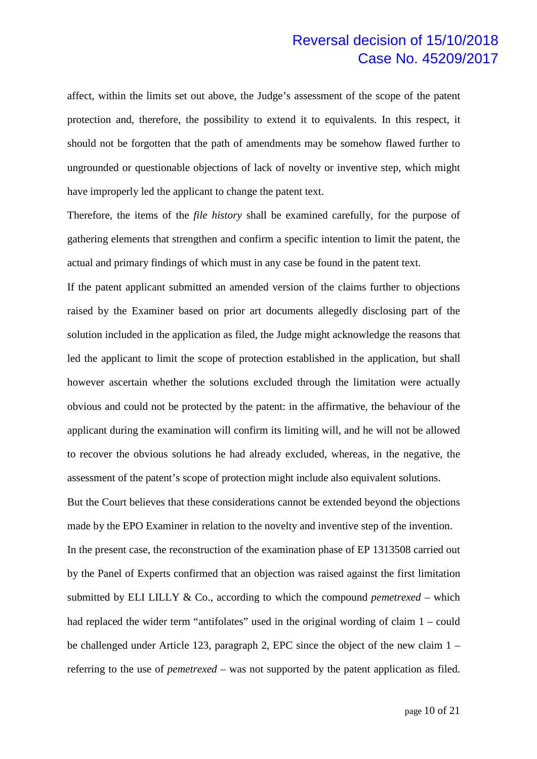affect, within the limits set out above, the Judge's assessment of the scope of the patent protection and, therefore, the possibility to extend it to equivalents. In this respect, it should not be forgotten that the path of amendments may be somehow flawed further to ungrounded or questionable objections of lack of novelty or inventive step, which might have improperly led the applicant to change the patent text.

Therefore, the items of the *file history* shall be examined carefully, for the purpose of gathering elements that strengthen and confirm a specific intention to limit the patent, the actual and primary findings of which must in any case be found in the patent text.

If the patent applicant submitted an amended version of the claims further to objections raised by the Examiner based on prior art documents allegedly disclosing part of the solution included in the application as filed, the Judge might acknowledge the reasons that led the applicant to limit the scope of protection established in the application, but shall however ascertain whether the solutions excluded through the limitation were actually obvious and could not be protected by the patent: in the affirmative, the behaviour of the applicant during the examination will confirm its limiting will, and he will not be allowed to recover the obvious solutions he had already excluded, whereas, in the negative, the assessment of the patent's scope of protection might include also equivalent solutions.

But the Court believes that these considerations cannot be extended beyond the objections made by the EPO Examiner in relation to the novelty and inventive step of the invention.

In the present case, the reconstruction of the examination phase of EP 1313508 carried out by the Panel of Experts confirmed that an objection was raised against the first limitation submitted by ELI LILLY & Co., according to which the compound *pemetrexed* – which had replaced the wider term "antifolates" used in the original wording of claim 1 – could be challenged under Article 123, paragraph 2, EPC since the object of the new claim 1 – referring to the use of *pemetrexed* – was not supported by the patent application as filed.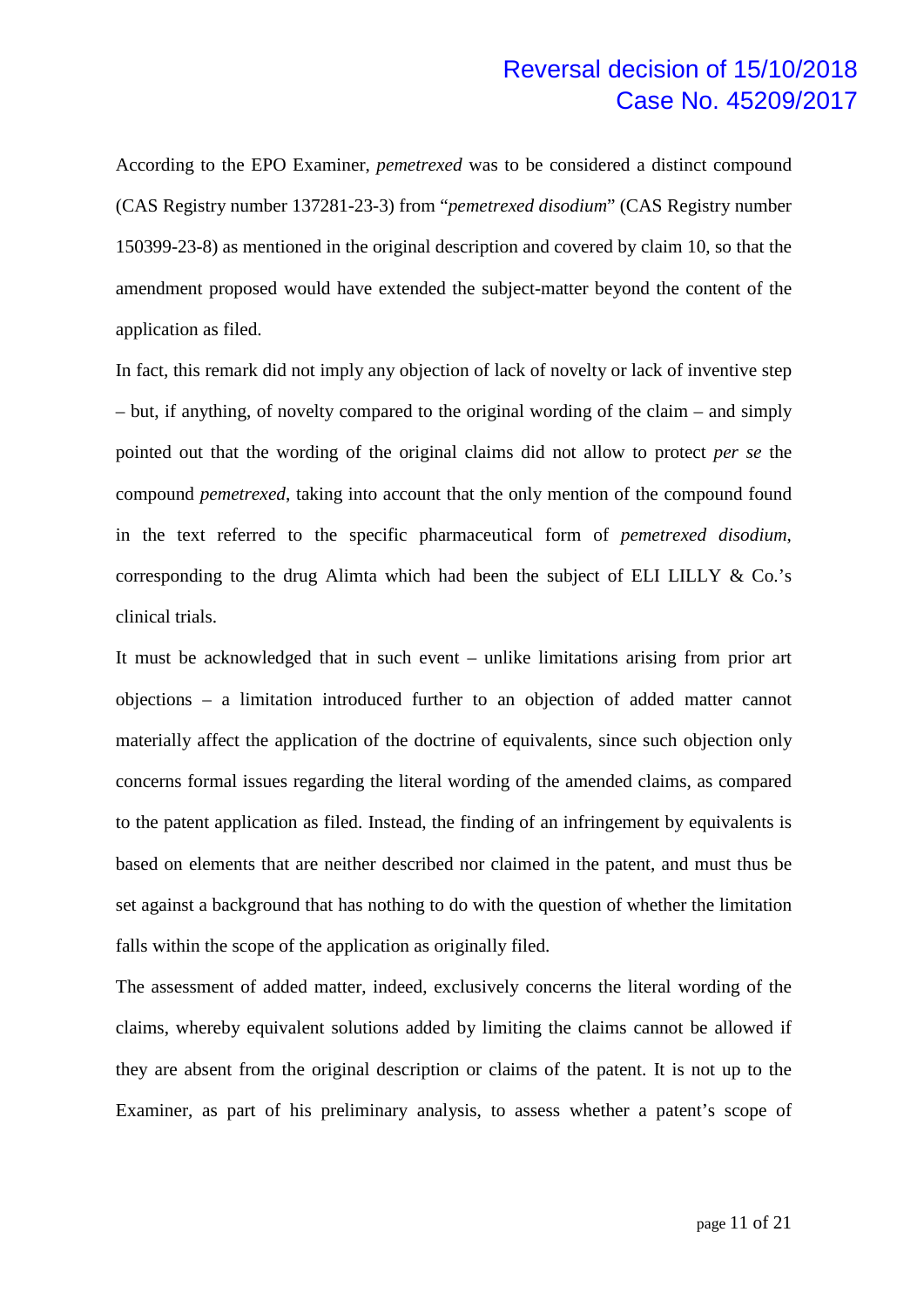According to the EPO Examiner, *pemetrexed* was to be considered a distinct compound (CAS Registry number 137281-23-3) from “*pemetrexed disodium*” (CAS Registry number 150399-23-8) as mentioned in the original description and covered by claim 10, so that the amendment proposed would have extended the subject-matter beyond the content of the application as filed.

In fact, this remark did not imply any objection of lack of novelty or lack of inventive step – but, if anything, of novelty compared to the original wording of the claim – and simply pointed out that the wording of the original claims did not allow to protect *per se* the compound *pemetrexed*, taking into account that the only mention of the compound found in the text referred to the specific pharmaceutical form of *pemetrexed disodium*, corresponding to the drug Alimta which had been the subject of ELI LILLY & Co.’s clinical trials.

It must be acknowledged that in such event – unlike limitations arising from prior art objections – a limitation introduced further to an objection of added matter cannot materially affect the application of the doctrine of equivalents, since such objection only concerns formal issues regarding the literal wording of the amended claims, as compared to the patent application as filed. Instead, the finding of an infringement by equivalents is based on elements that are neither described nor claimed in the patent, and must thus be set against a background that has nothing to do with the question of whether the limitation falls within the scope of the application as originally filed.

The assessment of added matter, indeed, exclusively concerns the literal wording of the claims, whereby equivalent solutions added by limiting the claims cannot be allowed if they are absent from the original description or claims of the patent. It is not up to the Examiner, as part of his preliminary analysis, to assess whether a patent’s scope of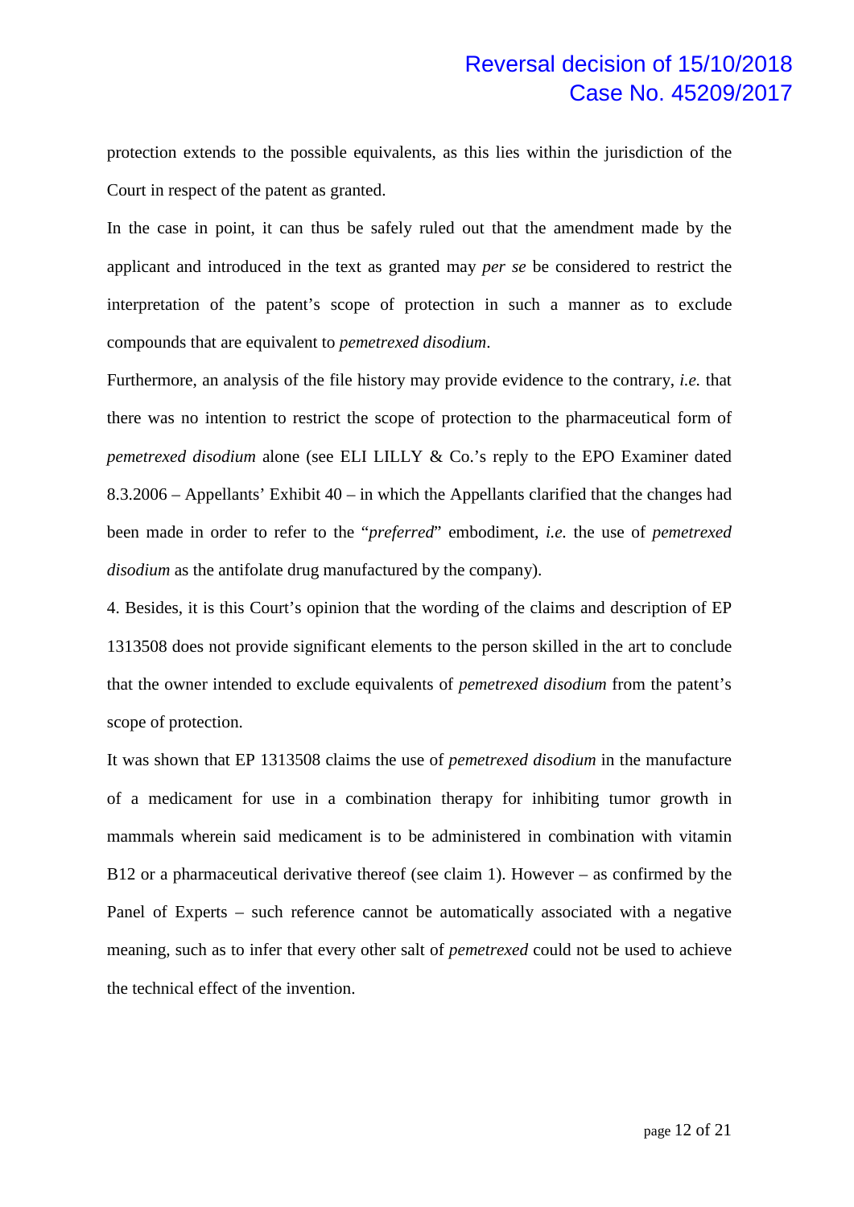protection extends to the possible equivalents, as this lies within the jurisdiction of the Court in respect of the patent as granted.

In the case in point, it can thus be safely ruled out that the amendment made by the applicant and introduced in the text as granted may *per se* be considered to restrict the interpretation of the patent's scope of protection in such a manner as to exclude compounds that are equivalent to *pemetrexed disodium*.

Furthermore, an analysis of the file history may provide evidence to the contrary, *i.e.* that there was no intention to restrict the scope of protection to the pharmaceutical form of *pemetrexed disodium* alone (see ELI LILLY & Co.'s reply to the EPO Examiner dated 8.3.2006 – Appellants' Exhibit 40 – in which the Appellants clarified that the changes had been made in order to refer to the "*preferred*" embodiment, *i.e.* the use of *pemetrexed disodium* as the antifolate drug manufactured by the company).

4. Besides, it is this Court's opinion that the wording of the claims and description of EP 1313508 does not provide significant elements to the person skilled in the art to conclude that the owner intended to exclude equivalents of *pemetrexed disodium* from the patent's scope of protection.

It was shown that EP 1313508 claims the use of *pemetrexed disodium* in the manufacture of a medicament for use in a combination therapy for inhibiting tumor growth in mammals wherein said medicament is to be administered in combination with vitamin B12 or a pharmaceutical derivative thereof (see claim 1). However – as confirmed by the Panel of Experts – such reference cannot be automatically associated with a negative meaning, such as to infer that every other salt of *pemetrexed* could not be used to achieve the technical effect of the invention.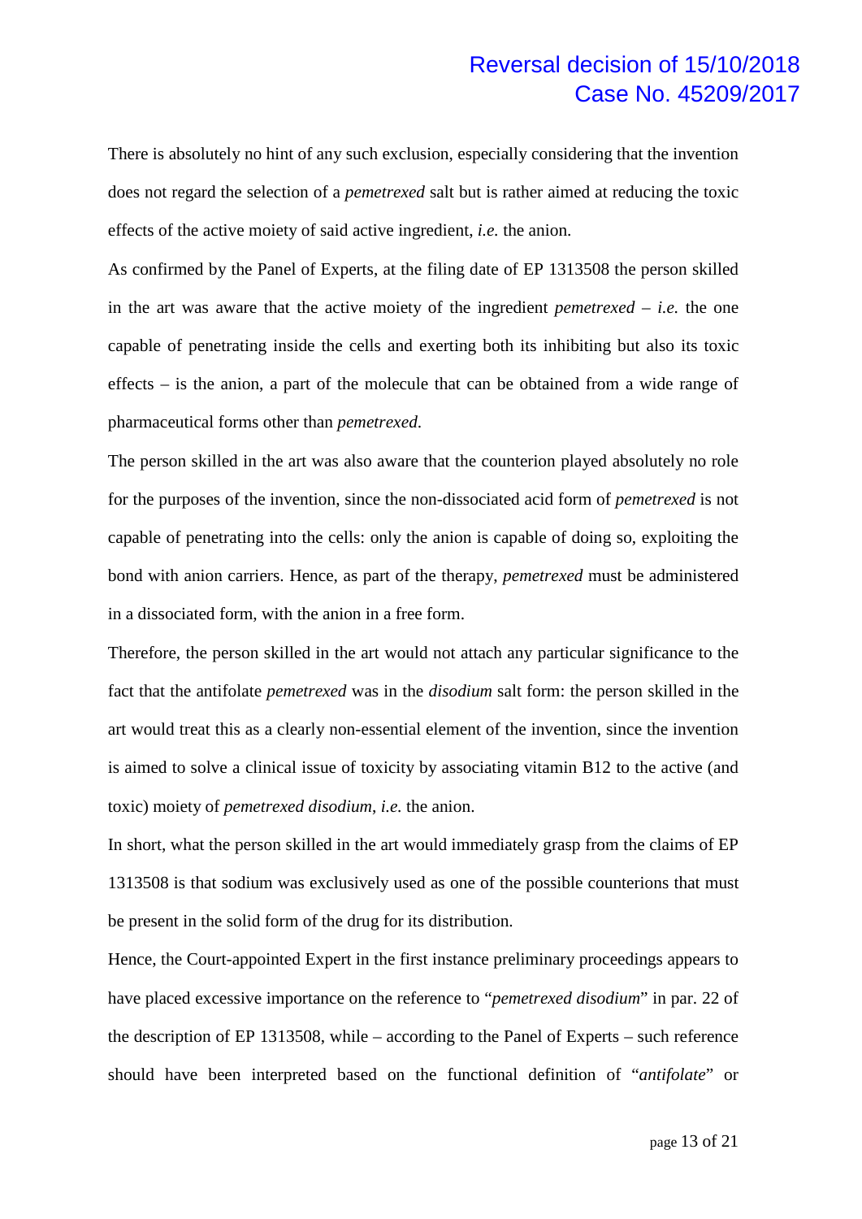There is absolutely no hint of any such exclusion, especially considering that the invention does not regard the selection of a *pemetrexed* salt but is rather aimed at reducing the toxic effects of the active moiety of said active ingredient, *i.e.* the anion.

As confirmed by the Panel of Experts, at the filing date of EP 1313508 the person skilled in the art was aware that the active moiety of the ingredient *pemetrexed* – *i.e.* the one capable of penetrating inside the cells and exerting both its inhibiting but also its toxic effects – is the anion, a part of the molecule that can be obtained from a wide range of pharmaceutical forms other than *pemetrexed*.

The person skilled in the art was also aware that the counterion played absolutely no role for the purposes of the invention, since the non-dissociated acid form of *pemetrexed* is not capable of penetrating into the cells: only the anion is capable of doing so, exploiting the bond with anion carriers. Hence, as part of the therapy, *pemetrexed* must be administered in a dissociated form, with the anion in a free form.

Therefore, the person skilled in the art would not attach any particular significance to the fact that the antifolate *pemetrexed* was in the *disodium* salt form: the person skilled in the art would treat this as a clearly non-essential element of the invention, since the invention is aimed to solve a clinical issue of toxicity by associating vitamin B12 to the active (and toxic) moiety of *pemetrexed disodium*, *i.e.* the anion.

In short, what the person skilled in the art would immediately grasp from the claims of EP 1313508 is that sodium was exclusively used as one of the possible counterions that must be present in the solid form of the drug for its distribution.

Hence, the Court-appointed Expert in the first instance preliminary proceedings appears to have placed excessive importance on the reference to "*pemetrexed disodium*" in par. 22 of the description of EP 1313508, while – according to the Panel of Experts – such reference should have been interpreted based on the functional definition of "*antifolate*" or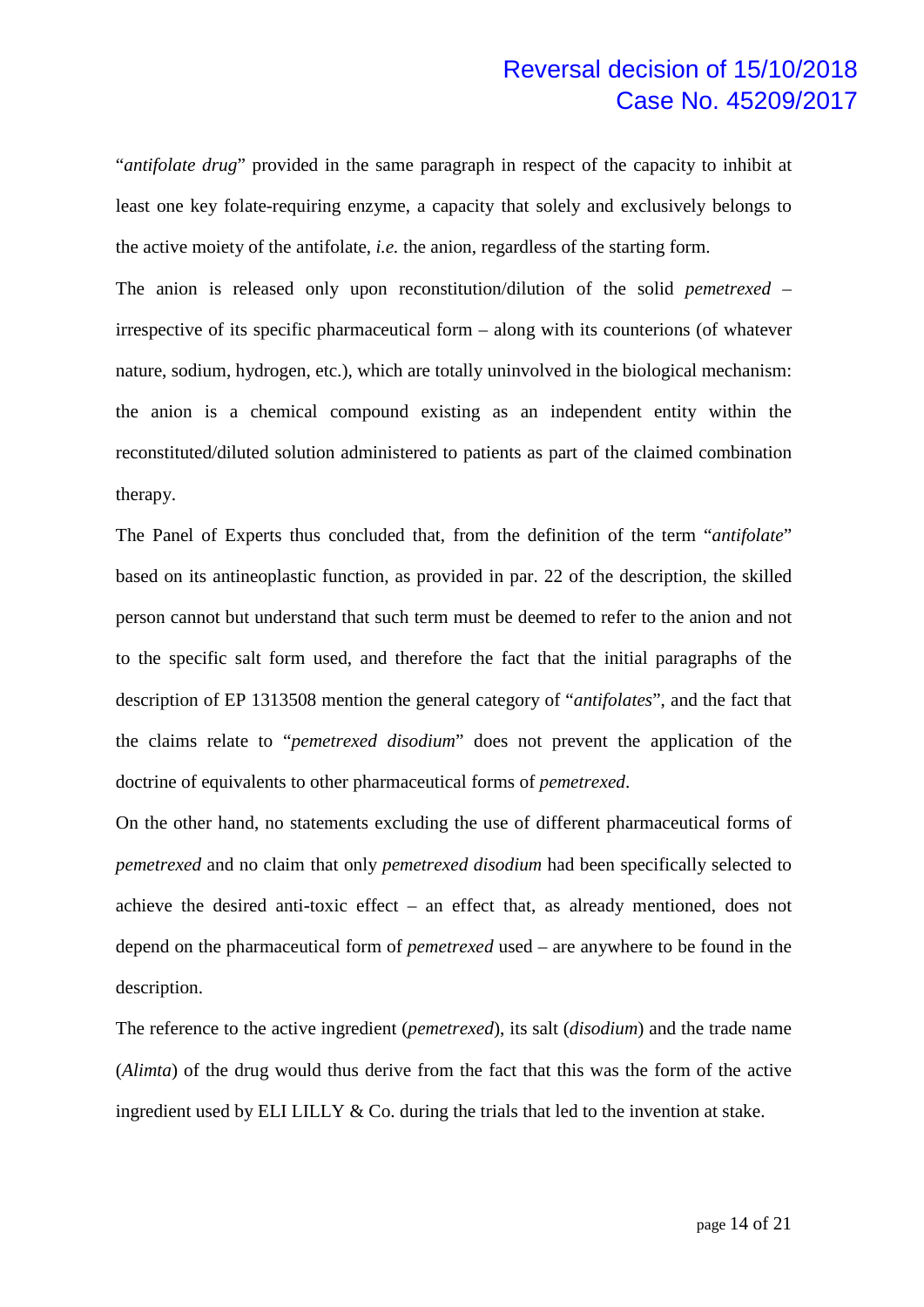"*antifolate drug*" provided in the same paragraph in respect of the capacity to inhibit at least one key folate-requiring enzyme, a capacity that solely and exclusively belongs to the active moiety of the antifolate, *i.e.* the anion, regardless of the starting form.

The anion is released only upon reconstitution/dilution of the solid *pemetrexed* – irrespective of its specific pharmaceutical form – along with its counterions (of whatever nature, sodium, hydrogen, etc.), which are totally uninvolved in the biological mechanism: the anion is a chemical compound existing as an independent entity within the reconstituted/diluted solution administered to patients as part of the claimed combination therapy.

The Panel of Experts thus concluded that, from the definition of the term "*antifolate*" based on its antineoplastic function, as provided in par. 22 of the description, the skilled person cannot but understand that such term must be deemed to refer to the anion and not to the specific salt form used, and therefore the fact that the initial paragraphs of the description of EP 1313508 mention the general category of "*antifolates*", and the fact that the claims relate to "*pemetrexed disodium*" does not prevent the application of the doctrine of equivalents to other pharmaceutical forms of *pemetrexed*.

On the other hand, no statements excluding the use of different pharmaceutical forms of *pemetrexed* and no claim that only *pemetrexed disodium* had been specifically selected to achieve the desired anti-toxic effect – an effect that, as already mentioned, does not depend on the pharmaceutical form of *pemetrexed* used – are anywhere to be found in the description.

The reference to the active ingredient (*pemetrexed*), its salt (*disodium*) and the trade name (*Alimta*) of the drug would thus derive from the fact that this was the form of the active ingredient used by ELI LILLY & Co. during the trials that led to the invention at stake.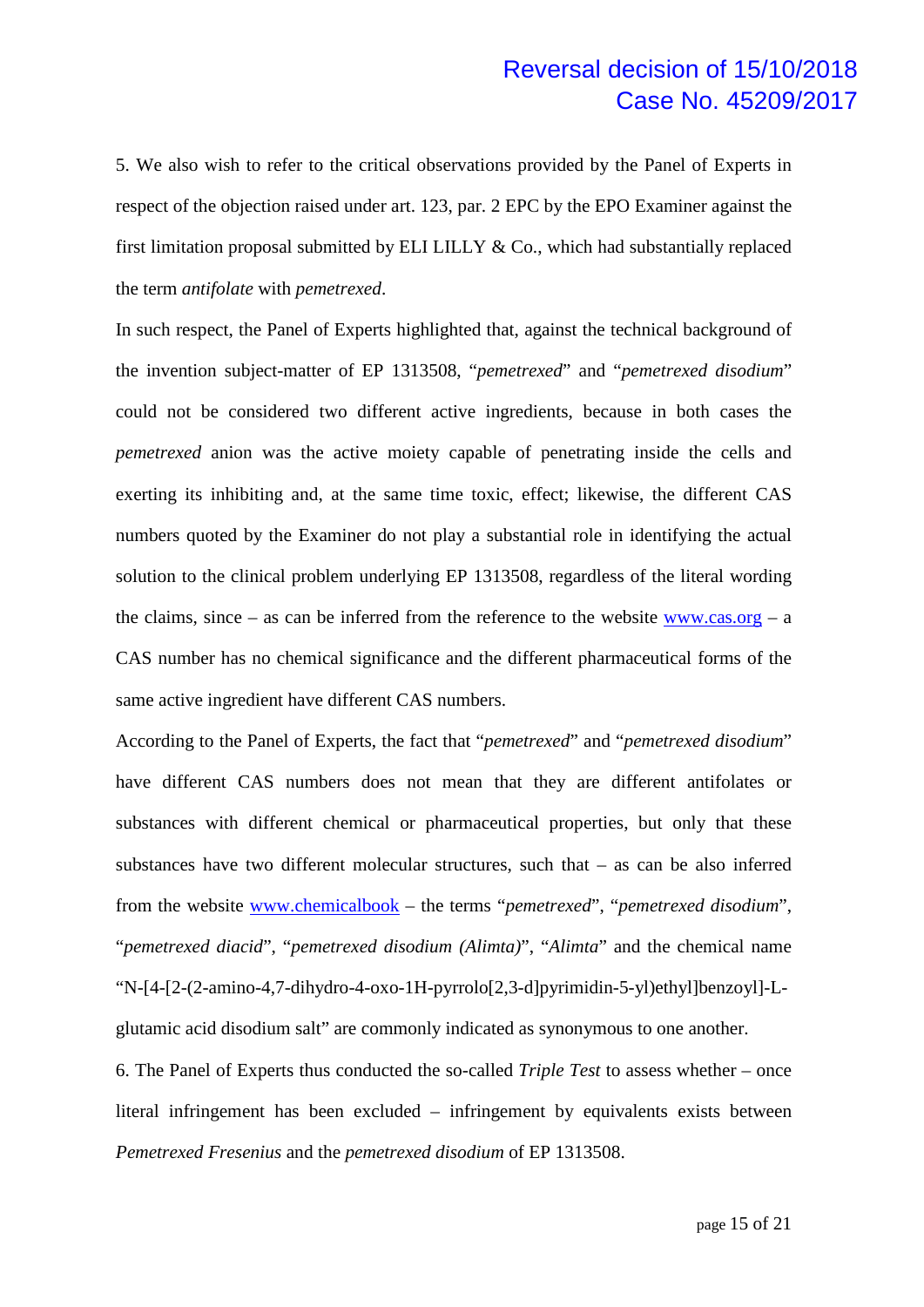5. We also wish to refer to the critical observations provided by the Panel of Experts in respect of the objection raised under art. 123, par. 2 EPC by the EPO Examiner against the first limitation proposal submitted by ELI LILLY & Co., which had substantially replaced the term *antifolate* with *pemetrexed*.

In such respect, the Panel of Experts highlighted that, against the technical background of the invention subject-matter of EP 1313508, "*pemetrexed*" and "*pemetrexed disodium*" could not be considered two different active ingredients, because in both cases the *pemetrexed* anion was the active moiety capable of penetrating inside the cells and exerting its inhibiting and, at the same time toxic, effect; likewise, the different CAS numbers quoted by the Examiner do not play a substantial role in identifying the actual solution to the clinical problem underlying EP 1313508, regardless of the literal wording the claims, since – as can be inferred from the reference to the website www.cas.org – a CAS number has no chemical significance and the different pharmaceutical forms of the same active ingredient have different CAS numbers.

According to the Panel of Experts, the fact that "*pemetrexed*" and "*pemetrexed disodium*" have different CAS numbers does not mean that they are different antifolates or substances with different chemical or pharmaceutical properties, but only that these substances have two different molecular structures, such that – as can be also inferred from the website www.chemicalbook – the terms "*pemetrexed*", "*pemetrexed disodium*", "*pemetrexed diacid*", "*pemetrexed disodium (Alimta)*", "*Alimta*" and the chemical name "N-[4-[2-(2-amino-4,7-dihydro-4-oxo-1H-pyrrolo[2,3-d]pyrimidin-5-yl)ethyl]benzoyl]-L-glutamic acid disodium salt" are commonly indicated as synonymous to one another.

6. The Panel of Experts thus conducted the so-called *Triple Test* to assess whether – once literal infringement has been excluded – infringement by equivalents exists between *Pemetrexed Fresenius* and the *pemetrexed disodium* of EP 1313508.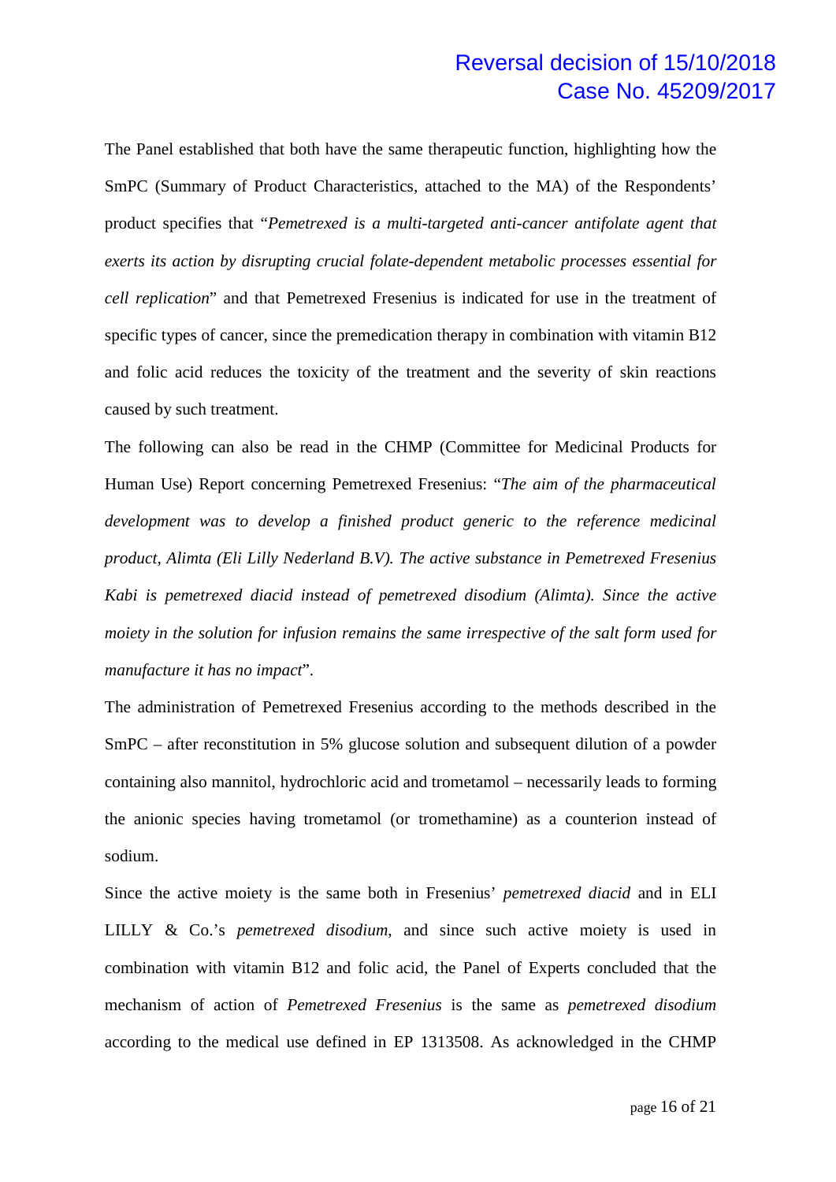The Panel established that both have the same therapeutic function, highlighting how the SmPC (Summary of Product Characteristics, attached to the MA) of the Respondents' product specifies that "*Pemetrexed is a multi-targeted anti-cancer antifolate agent that exerts its action by disrupting crucial folate-dependent metabolic processes essential for cell replication*" and that Pemetrexed Fresenius is indicated for use in the treatment of specific types of cancer, since the premedication therapy in combination with vitamin B12 and folic acid reduces the toxicity of the treatment and the severity of skin reactions caused by such treatment.

The following can also be read in the CHMP (Committee for Medicinal Products for Human Use) Report concerning Pemetrexed Fresenius: "*The aim of the pharmaceutical development was to develop a finished product generic to the reference medicinal product, Alimta (Eli Lilly Nederland B.V). The active substance in Pemetrexed Fresenius Kabi is pemetrexed diacid instead of pemetrexed disodium (Alimta). Since the active moiety in the solution for infusion remains the same irrespective of the salt form used for manufacture it has no impact*".

The administration of Pemetrexed Fresenius according to the methods described in the SmPC – after reconstitution in 5% glucose solution and subsequent dilution of a powder containing also mannitol, hydrochloric acid and trometamol – necessarily leads to forming the anionic species having trometamol (or tromethamine) as a counterion instead of sodium.

Since the active moiety is the same both in Fresenius' *pemetrexed diacid* and in ELI LILLY & Co.'s *pemetrexed disodium*, and since such active moiety is used in combination with vitamin B12 and folic acid, the Panel of Experts concluded that the mechanism of action of *Pemetrexed Fresenius* is the same as *pemetrexed disodium* according to the medical use defined in EP 1313508. As acknowledged in the CHMP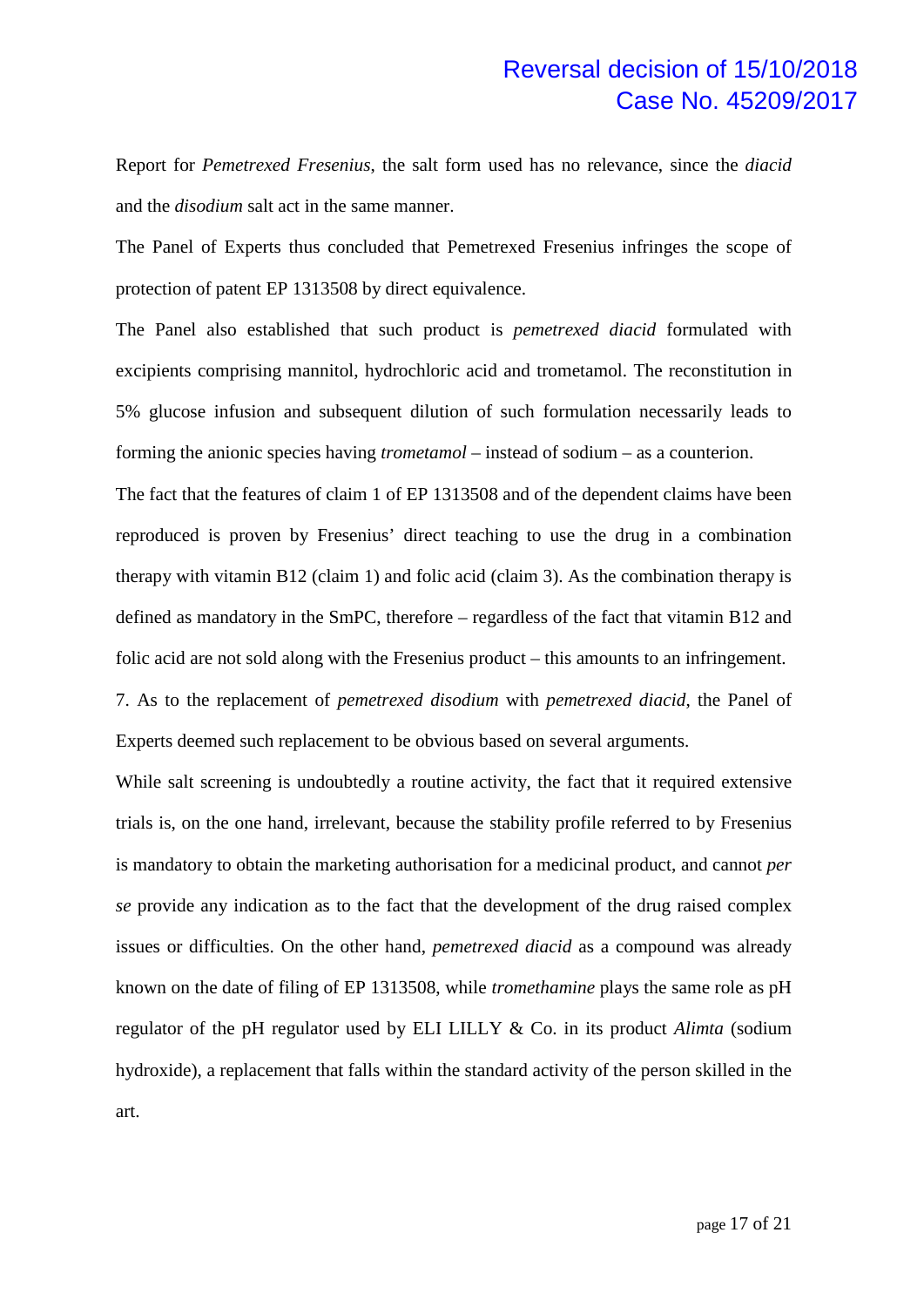Report for *Pemetrexed Fresenius*, the salt form used has no relevance, since the *diacid* and the *disodium* salt act in the same manner.

The Panel of Experts thus concluded that Pemetrexed Fresenius infringes the scope of protection of patent EP 1313508 by direct equivalence.

The Panel also established that such product is *pemetrexed diacid* formulated with excipients comprising mannitol, hydrochloric acid and trometamol. The reconstitution in 5% glucose infusion and subsequent dilution of such formulation necessarily leads to forming the anionic species having *trometamol* – instead of sodium – as a counterion.

The fact that the features of claim 1 of EP 1313508 and of the dependent claims have been reproduced is proven by Fresenius' direct teaching to use the drug in a combination therapy with vitamin B12 (claim 1) and folic acid (claim 3). As the combination therapy is defined as mandatory in the SmPC, therefore – regardless of the fact that vitamin B12 and folic acid are not sold along with the Fresenius product – this amounts to an infringement.

7. As to the replacement of *pemetrexed disodium* with *pemetrexed diacid*, the Panel of Experts deemed such replacement to be obvious based on several arguments.

While salt screening is undoubtedly a routine activity, the fact that it required extensive trials is, on the one hand, irrelevant, because the stability profile referred to by Fresenius is mandatory to obtain the marketing authorisation for a medicinal product, and cannot *per se* provide any indication as to the fact that the development of the drug raised complex issues or difficulties. On the other hand, *pemetrexed diacid* as a compound was already known on the date of filing of EP 1313508, while *tromethamine* plays the same role as pH regulator of the pH regulator used by ELI LILLY & Co. in its product *Alimta* (sodium hydroxide), a replacement that falls within the standard activity of the person skilled in the art.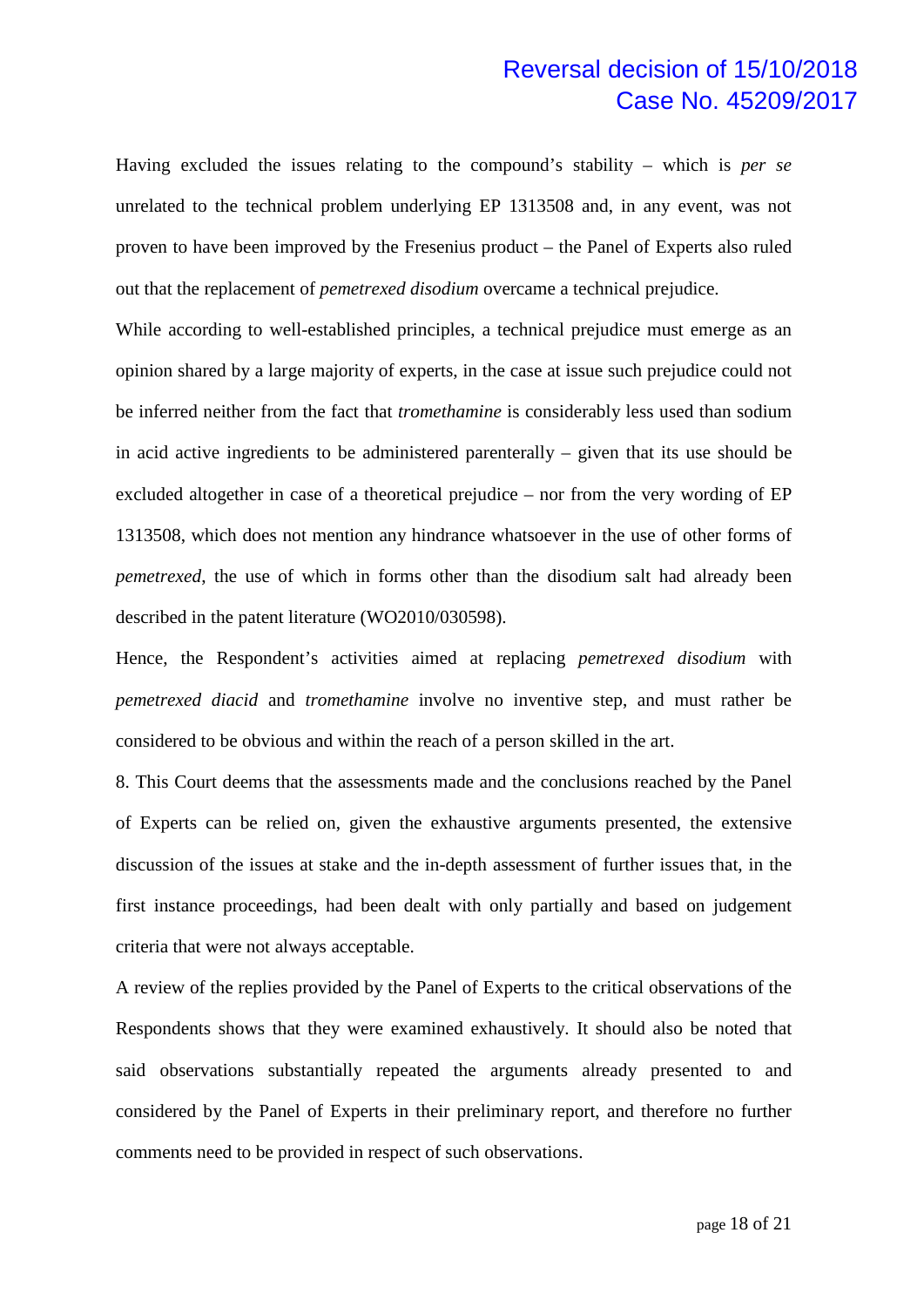Having excluded the issues relating to the compound's stability – which is *per se* unrelated to the technical problem underlying EP 1313508 and, in any event, was not proven to have been improved by the Fresenius product – the Panel of Experts also ruled out that the replacement of *pemetrexed disodium* overcame a technical prejudice.

While according to well-established principles, a technical prejudice must emerge as an opinion shared by a large majority of experts, in the case at issue such prejudice could not be inferred neither from the fact that *tromethamine* is considerably less used than sodium in acid active ingredients to be administered parenterally – given that its use should be excluded altogether in case of a theoretical prejudice – nor from the very wording of EP 1313508, which does not mention any hindrance whatsoever in the use of other forms of *pemetrexed*, the use of which in forms other than the disodium salt had already been described in the patent literature (WO2010/030598).

Hence, the Respondent's activities aimed at replacing *pemetrexed disodium* with *pemetrexed diacid* and *tromethamine* involve no inventive step, and must rather be considered to be obvious and within the reach of a person skilled in the art.

8. This Court deems that the assessments made and the conclusions reached by the Panel of Experts can be relied on, given the exhaustive arguments presented, the extensive discussion of the issues at stake and the in-depth assessment of further issues that, in the first instance proceedings, had been dealt with only partially and based on judgement criteria that were not always acceptable.

A review of the replies provided by the Panel of Experts to the critical observations of the Respondents shows that they were examined exhaustively. It should also be noted that said observations substantially repeated the arguments already presented to and considered by the Panel of Experts in their preliminary report, and therefore no further comments need to be provided in respect of such observations.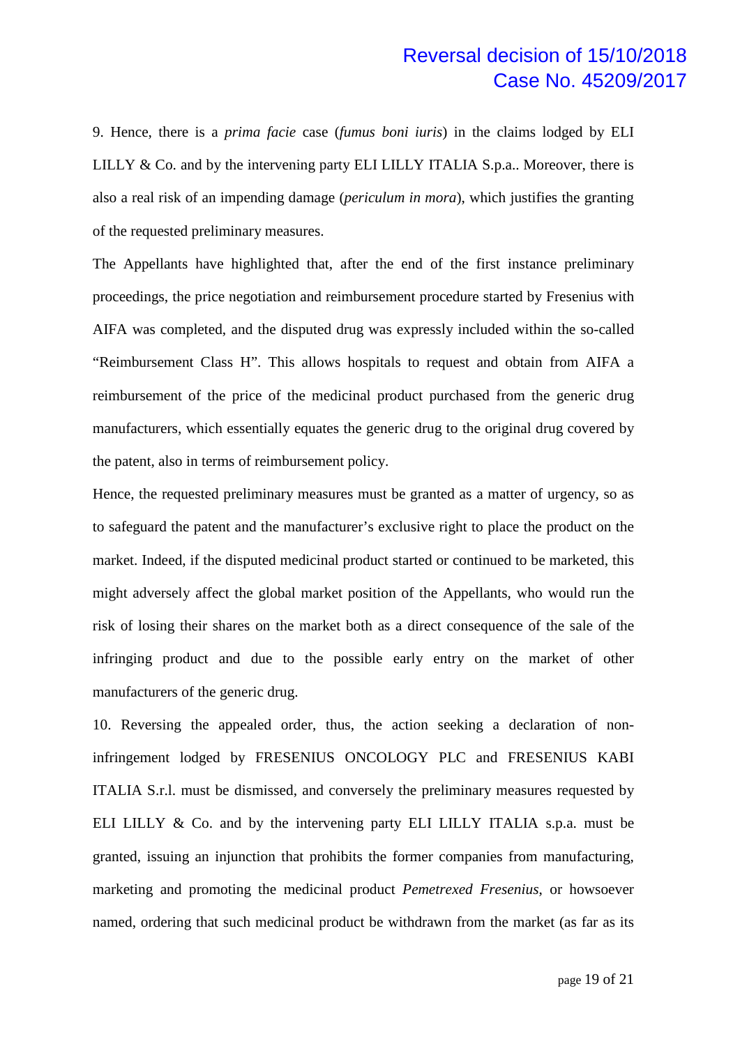9. Hence, there is a *prima facie* case (*fumus boni iuris*) in the claims lodged by ELI LILLY & Co. and by the intervening party ELI LILLY ITALIA S.p.a.. Moreover, there is also a real risk of an impending damage (*periculum in mora*), which justifies the granting of the requested preliminary measures.

The Appellants have highlighted that, after the end of the first instance preliminary proceedings, the price negotiation and reimbursement procedure started by Fresenius with AIFA was completed, and the disputed drug was expressly included within the so-called "Reimbursement Class H". This allows hospitals to request and obtain from AIFA a reimbursement of the price of the medicinal product purchased from the generic drug manufacturers, which essentially equates the generic drug to the original drug covered by the patent, also in terms of reimbursement policy.

Hence, the requested preliminary measures must be granted as a matter of urgency, so as to safeguard the patent and the manufacturer's exclusive right to place the product on the market. Indeed, if the disputed medicinal product started or continued to be marketed, this might adversely affect the global market position of the Appellants, who would run the risk of losing their shares on the market both as a direct consequence of the sale of the infringing product and due to the possible early entry on the market of other manufacturers of the generic drug.

10. Reversing the appealed order, thus, the action seeking a declaration of non-infringement lodged by FRESENIUS ONCOLOGY PLC and FRESENIUS KABI ITALIA S.r.l. must be dismissed, and conversely the preliminary measures requested by ELI LILLY & Co. and by the intervening party ELI LILLY ITALIA s.p.a. must be granted, issuing an injunction that prohibits the former companies from manufacturing, marketing and promoting the medicinal product *Pemetrexed Fresenius*, or howsoever named, ordering that such medicinal product be withdrawn from the market (as far as its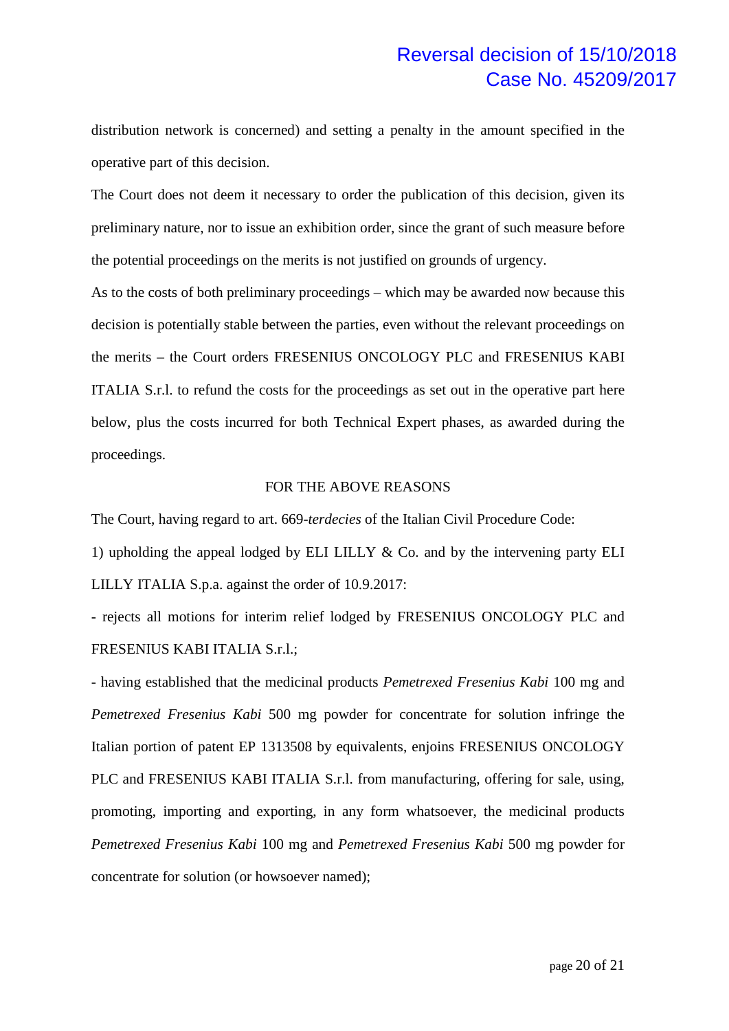distribution network is concerned) and setting a penalty in the amount specified in the operative part of this decision.

The Court does not deem it necessary to order the publication of this decision, given its preliminary nature, nor to issue an exhibition order, since the grant of such measure before the potential proceedings on the merits is not justified on grounds of urgency.

As to the costs of both preliminary proceedings – which may be awarded now because this decision is potentially stable between the parties, even without the relevant proceedings on the merits – the Court orders FRESENIUS ONCOLOGY PLC and FRESENIUS KABI ITALIA S.r.l. to refund the costs for the proceedings as set out in the operative part here below, plus the costs incurred for both Technical Expert phases, as awarded during the proceedings.

FOR THE ABOVE REASONS

The Court, having regard to art. 669-*terdecies* of the Italian Civil Procedure Code:

1) upholding the appeal lodged by ELI LILLY & Co. and by the intervening party ELI LILLY ITALIA S.p.a. against the order of 10.9.2017:

- rejects all motions for interim relief lodged by FRESENIUS ONCOLOGY PLC and FRESENIUS KABI ITALIA S.r.l.;

- having established that the medicinal products *Pemetrexed Fresenius Kabi* 100 mg and *Pemetrexed Fresenius Kabi* 500 mg powder for concentrate for solution infringe the Italian portion of patent EP 1313508 by equivalents, enjoins FRESENIUS ONCOLOGY PLC and FRESENIUS KABI ITALIA S.r.l. from manufacturing, offering for sale, using, promoting, importing and exporting, in any form whatsoever, the medicinal products *Pemetrexed Fresenius Kabi* 100 mg and *Pemetrexed Fresenius Kabi* 500 mg powder for concentrate for solution (or howsoever named);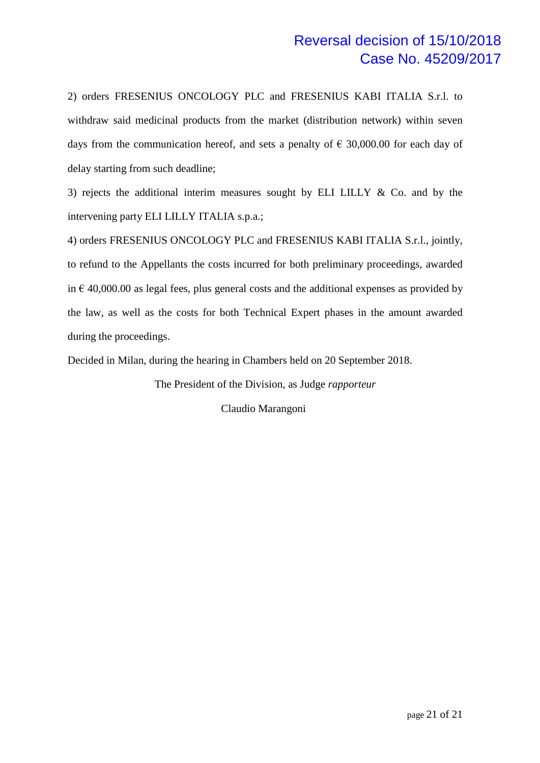2) orders FRESENIUS ONCOLOGY PLC and FRESENIUS KABI ITALIA S.r.l. to withdraw said medicinal products from the market (distribution network) within seven days from the communication hereof, and sets a penalty of € 30,000.00 for each day of delay starting from such deadline;

3) rejects the additional interim measures sought by ELI LILLY & Co. and by the intervening party ELI LILLY ITALIA s.p.a.;

4) orders FRESENIUS ONCOLOGY PLC and FRESENIUS KABI ITALIA S.r.l., jointly, to refund to the Appellants the costs incurred for both preliminary proceedings, awarded in € 40,000.00 as legal fees, plus general costs and the additional expenses as provided by the law, as well as the costs for both Technical Expert phases in the amount awarded during the proceedings.

Decided in Milan, during the hearing in Chambers held on 20 September 2018.

The President of the Division, as Judge *rapporteur*

Claudio Marangoni